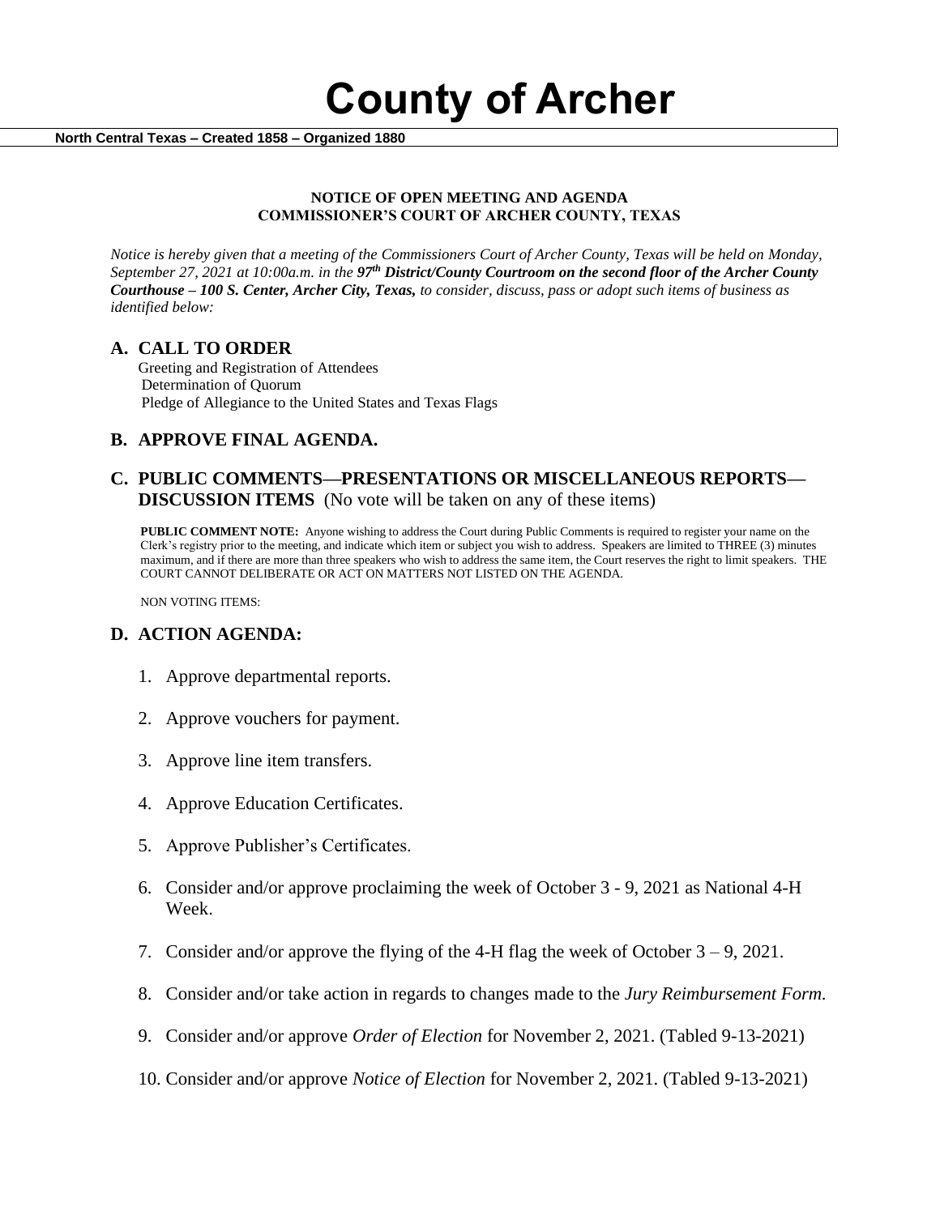# County of Archer

**North Central Texas – Created 1858 – Organized 1880**

**NOTICE OF OPEN MEETING AND AGENDA**
**COMMISSIONER'S COURT OF ARCHER COUNTY, TEXAS**

*Notice is hereby given that a meeting of the Commissioners Court of Archer County, Texas will be held on Monday, September 27, 2021 at 10:00a.m. in the **97th District/County Courtroom on the second floor of the Archer County Courthouse – 100 S. Center, Archer City, Texas,** to consider, discuss, pass or adopt such items of business as identified below:*

## A. CALL TO ORDER

Greeting and Registration of Attendees
Determination of Quorum
Pledge of Allegiance to the United States and Texas Flags

## B. APPROVE FINAL AGENDA.

## C. PUBLIC COMMENTS—PRESENTATIONS OR MISCELLANEOUS REPORTS—DISCUSSION ITEMS (No vote will be taken on any of these items)

**PUBLIC COMMENT NOTE:** Anyone wishing to address the Court during Public Comments is required to register your name on the Clerk's registry prior to the meeting, and indicate which item or subject you wish to address. Speakers are limited to THREE (3) minutes maximum, and if there are more than three speakers who wish to address the same item, the Court reserves the right to limit speakers. THE COURT CANNOT DELIBERATE OR ACT ON MATTERS NOT LISTED ON THE AGENDA.

NON VOTING ITEMS:

## D. ACTION AGENDA:

1. Approve departmental reports.
2. Approve vouchers for payment.
3. Approve line item transfers.
4. Approve Education Certificates.
5. Approve Publisher's Certificates.
6. Consider and/or approve proclaiming the week of October 3 - 9, 2021 as National 4-H Week.
7. Consider and/or approve the flying of the 4-H flag the week of October 3 – 9, 2021.
8. Consider and/or take action in regards to changes made to the *Jury Reimbursement Form.*
9. Consider and/or approve *Order of Election* for November 2, 2021. (Tabled 9-13-2021)
10. Consider and/or approve *Notice of Election* for November 2, 2021. (Tabled 9-13-2021)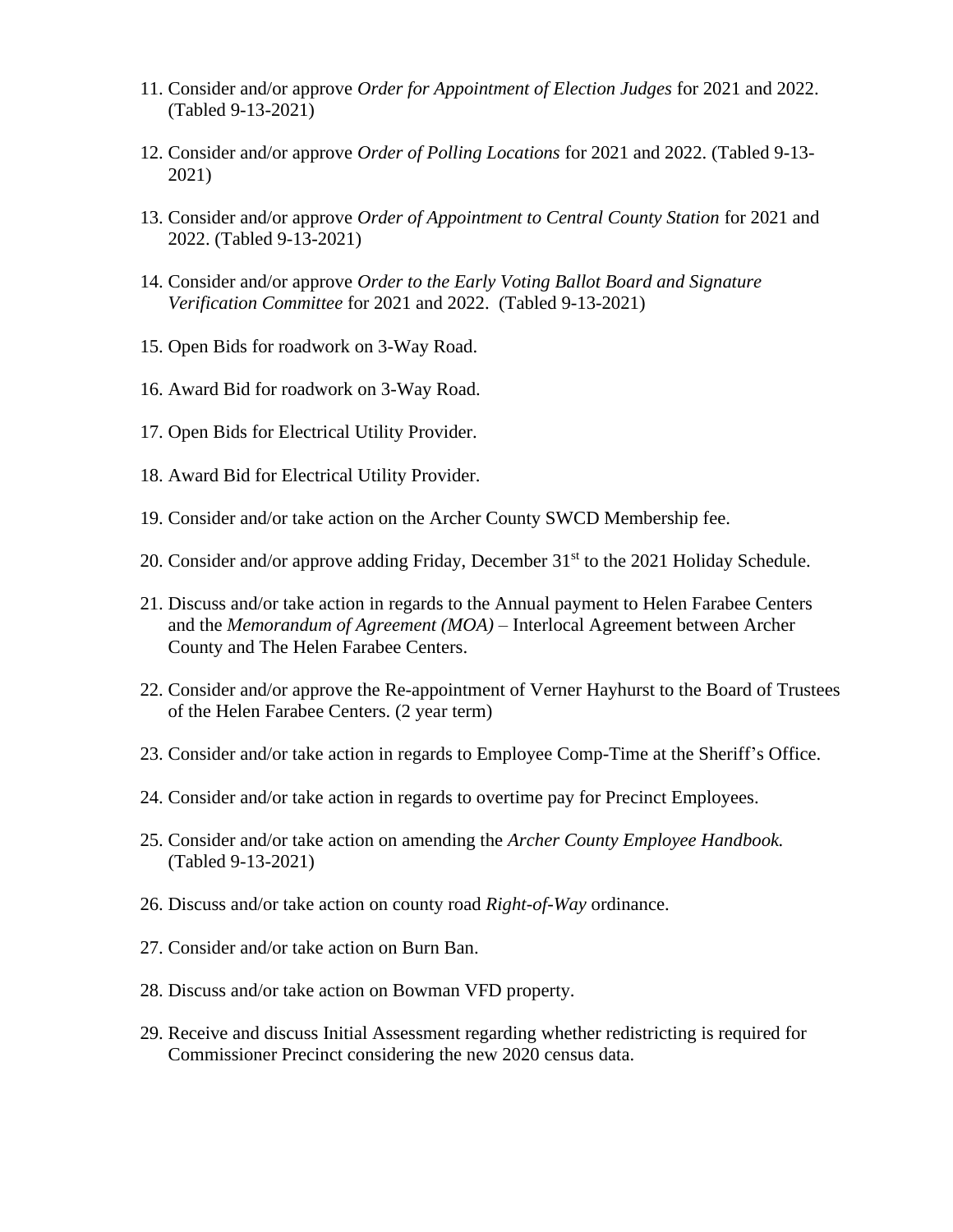11. Consider and/or approve *Order for Appointment of Election Judges* for 2021 and 2022. (Tabled 9-13-2021)

12. Consider and/or approve *Order of Polling Locations* for 2021 and 2022. (Tabled 9-13-2021)

13. Consider and/or approve *Order of Appointment to Central County Station* for 2021 and 2022. (Tabled 9-13-2021)

14. Consider and/or approve *Order to the Early Voting Ballot Board and Signature Verification Committee* for 2021 and 2022. (Tabled 9-13-2021)

15. Open Bids for roadwork on 3-Way Road.

16. Award Bid for roadwork on 3-Way Road.

17. Open Bids for Electrical Utility Provider.

18. Award Bid for Electrical Utility Provider.

19. Consider and/or take action on the Archer County SWCD Membership fee.

20. Consider and/or approve adding Friday, December 31st to the 2021 Holiday Schedule.

21. Discuss and/or take action in regards to the Annual payment to Helen Farabee Centers and the *Memorandum of Agreement (MOA)* – Interlocal Agreement between Archer County and The Helen Farabee Centers.

22. Consider and/or approve the Re-appointment of Verner Hayhurst to the Board of Trustees of the Helen Farabee Centers. (2 year term)

23. Consider and/or take action in regards to Employee Comp-Time at the Sheriff's Office.

24. Consider and/or take action in regards to overtime pay for Precinct Employees.

25. Consider and/or take action on amending the *Archer County Employee Handbook.* (Tabled 9-13-2021)

26. Discuss and/or take action on county road *Right-of-Way* ordinance.

27. Consider and/or take action on Burn Ban.

28. Discuss and/or take action on Bowman VFD property.

29. Receive and discuss Initial Assessment regarding whether redistricting is required for Commissioner Precinct considering the new 2020 census data.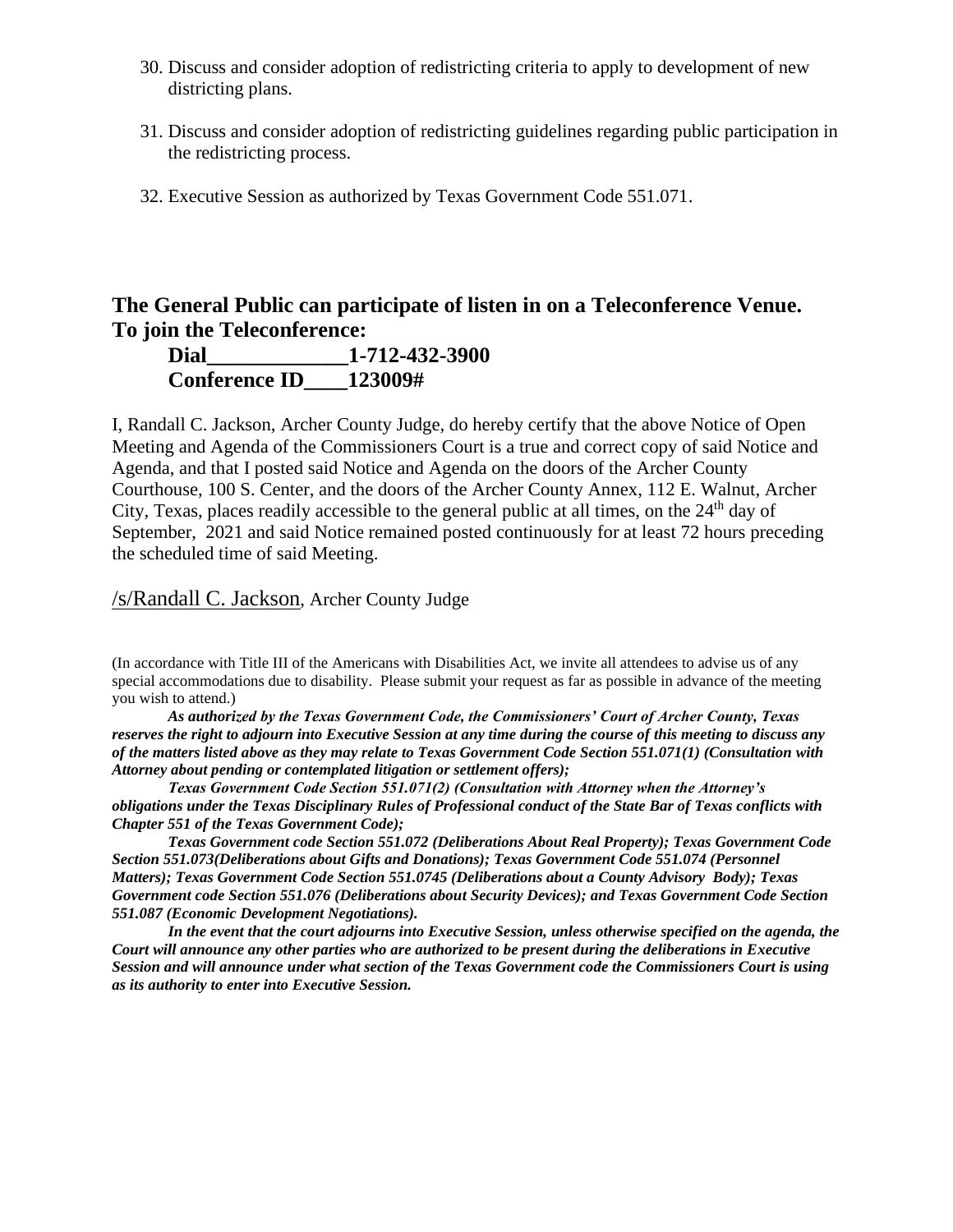30. Discuss and consider adoption of redistricting criteria to apply to development of new districting plans.

31. Discuss and consider adoption of redistricting guidelines regarding public participation in the redistricting process.

32. Executive Session as authorized by Texas Government Code 551.071.

**The General Public can participate of listen in on a Teleconference Venue. To join the Teleconference:**

**Dial_____________1-712-432-3900**
**Conference ID____123009#**

I, Randall C. Jackson, Archer County Judge, do hereby certify that the above Notice of Open Meeting and Agenda of the Commissioners Court is a true and correct copy of said Notice and Agenda, and that I posted said Notice and Agenda on the doors of the Archer County Courthouse, 100 S. Center, and the doors of the Archer County Annex, 112 E. Walnut, Archer City, Texas, places readily accessible to the general public at all times, on the 24th day of September, 2021 and said Notice remained posted continuously for at least 72 hours preceding the scheduled time of said Meeting.

/s/Randall C. Jackson, Archer County Judge

(In accordance with Title III of the Americans with Disabilities Act, we invite all attendees to advise us of any special accommodations due to disability. Please submit your request as far as possible in advance of the meeting you wish to attend.)

***As authorized by the Texas Government Code, the Commissioners' Court of Archer County, Texas reserves the right to adjourn into Executive Session at any time during the course of this meeting to discuss any of the matters listed above as they may relate to Texas Government Code Section 551.071(1) (Consultation with Attorney about pending or contemplated litigation or settlement offers);***

***Texas Government Code Section 551.071(2) (Consultation with Attorney when the Attorney's obligations under the Texas Disciplinary Rules of Professional conduct of the State Bar of Texas conflicts with Chapter 551 of the Texas Government Code);***

***Texas Government code Section 551.072 (Deliberations About Real Property); Texas Government Code Section 551.073(Deliberations about Gifts and Donations); Texas Government Code 551.074 (Personnel Matters); Texas Government Code Section 551.0745 (Deliberations about a County Advisory Body); Texas Government code Section 551.076 (Deliberations about Security Devices); and Texas Government Code Section 551.087 (Economic Development Negotiations).***

***In the event that the court adjourns into Executive Session, unless otherwise specified on the agenda, the Court will announce any other parties who are authorized to be present during the deliberations in Executive Session and will announce under what section of the Texas Government code the Commissioners Court is using as its authority to enter into Executive Session.***